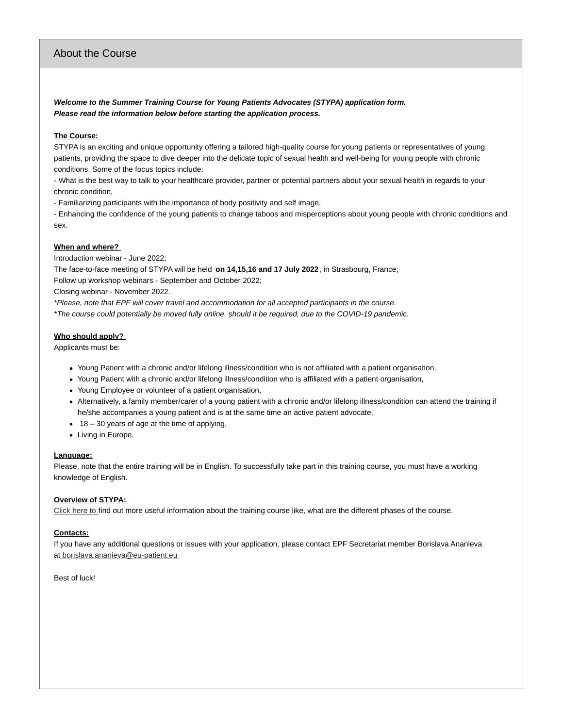## About the Course

***Welcome to the Summer Training Course for Young Patients Advocates (STYPA) application form.***
***Please read the information below before starting the application process.***

**The Course:**

STYPA is an exciting and unique opportunity offering a tailored high-quality course for young patients or representatives of young patients, providing the space to dive deeper into the delicate topic of sexual health and well-being for young people with chronic conditions. Some of the focus topics include:

- What is the best way to talk to your healthcare provider, partner or potential partners about your sexual health in regards to your chronic condition,
- Familiarizing participants with the importance of body positivity and self image,
- Enhancing the confidence of the young patients to change taboos and misperceptions about young people with chronic conditions and sex.

**When and where?**

Introduction webinar - June 2022;
The face-to-face meeting of STYPA will be held **on 14,15,16 and 17 July 2022**, in Strasbourg, France;
Follow up workshop webinars - September and October 2022;
Closing webinar - November 2022.
*\*Please, note that EPF will cover travel and accommodation for all accepted participants in the course.*
*\*The course could potentially be moved fully online, should it be required, due to the COVID-19 pandemic.*

**Who should apply?**

Applicants must be:

- Young Patient with a chronic and/or lifelong illness/condition who is not affiliated with a patient organisation,
- Young Patient with a chronic and/or lifelong illness/condition who is affiliated with a patient organisation,
- Young Employee or volunteer of a patient organisation,
- Alternatively, a family member/carer of a young patient with a chronic and/or lifelong illness/condition can attend the training if he/she accompanies a young patient and is at the same time an active patient advocate,
- 18 – 30 years of age at the time of applying,
- Living in Europe.

**Language:**

Please, note that the entire training will be in English. To successfully take part in this training course, you must have a working knowledge of English.

**Overview of STYPA:**

Click here to find out more useful information about the training course like, what are the different phases of the course.

**Contacts:**

If you have any additional questions or issues with your application, please contact EPF Secretariat member Borislava Ananieva at borislava.ananieva@eu-patient.eu

Best of luck!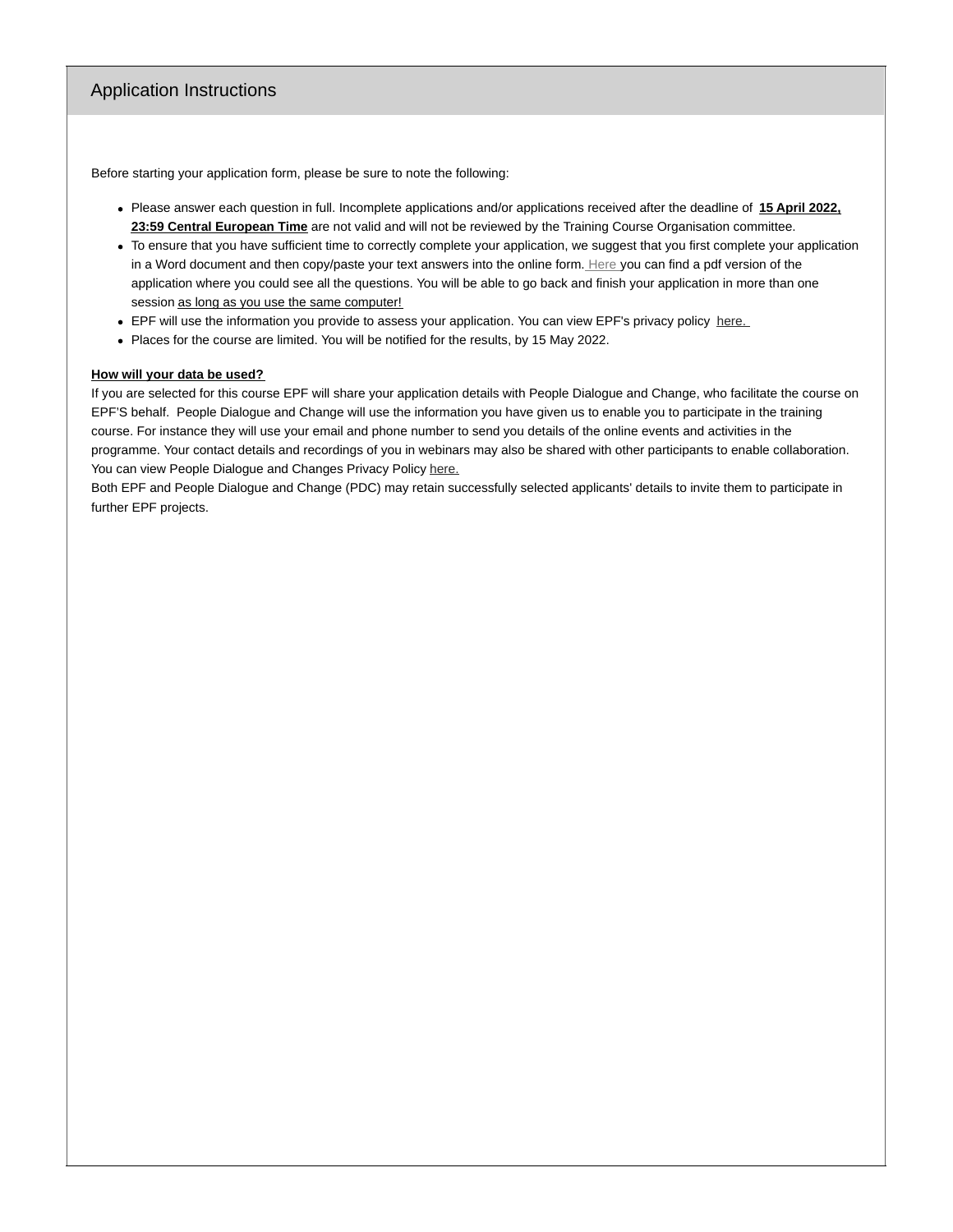## Application Instructions

Before starting your application form, please be sure to note the following:

- Please answer each question in full. Incomplete applications and/or applications received after the deadline of **15 April 2022, 23:59 Central European Time** are not valid and will not be reviewed by the Training Course Organisation committee.
- To ensure that you have sufficient time to correctly complete your application, we suggest that you first complete your application in a Word document and then copy/paste your text answers into the online form. Here you can find a pdf version of the application where you could see all the questions. You will be able to go back and finish your application in more than one session as long as you use the same computer!
- EPF will use the information you provide to assess your application. You can view EPF's privacy policy here.
- Places for the course are limited. You will be notified for the results, by 15 May 2022.

**How will your data be used?**

If you are selected for this course EPF will share your application details with People Dialogue and Change, who facilitate the course on EPF'S behalf. People Dialogue and Change will use the information you have given us to enable you to participate in the training course. For instance they will use your email and phone number to send you details of the online events and activities in the programme. Your contact details and recordings of you in webinars may also be shared with other participants to enable collaboration. You can view People Dialogue and Changes Privacy Policy here.

Both EPF and People Dialogue and Change (PDC) may retain successfully selected applicants' details to invite them to participate in further EPF projects.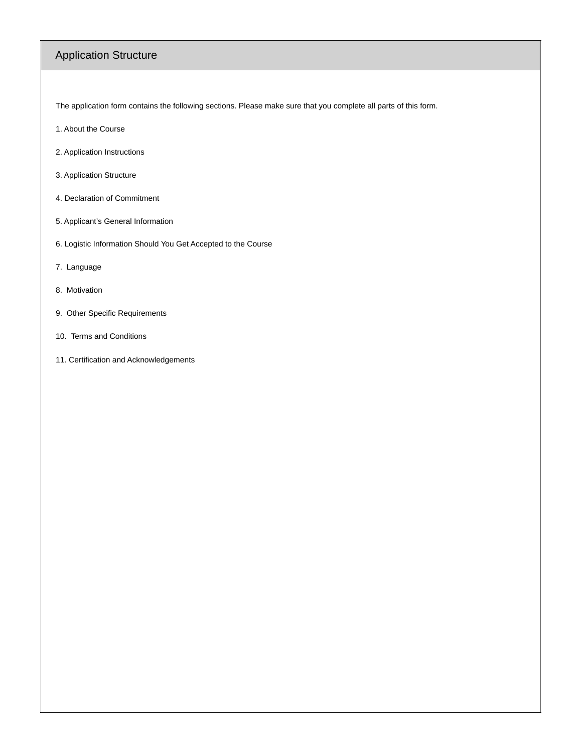## Application Structure

The application form contains the following sections. Please make sure that you complete all parts of this form.

1. About the Course
2. Application Instructions
3. Application Structure
4. Declaration of Commitment
5. Applicant’s General Information
6. Logistic Information Should You Get Accepted to the Course
7. Language
8. Motivation
9. Other Specific Requirements
10. Terms and Conditions
11. Certification and Acknowledgements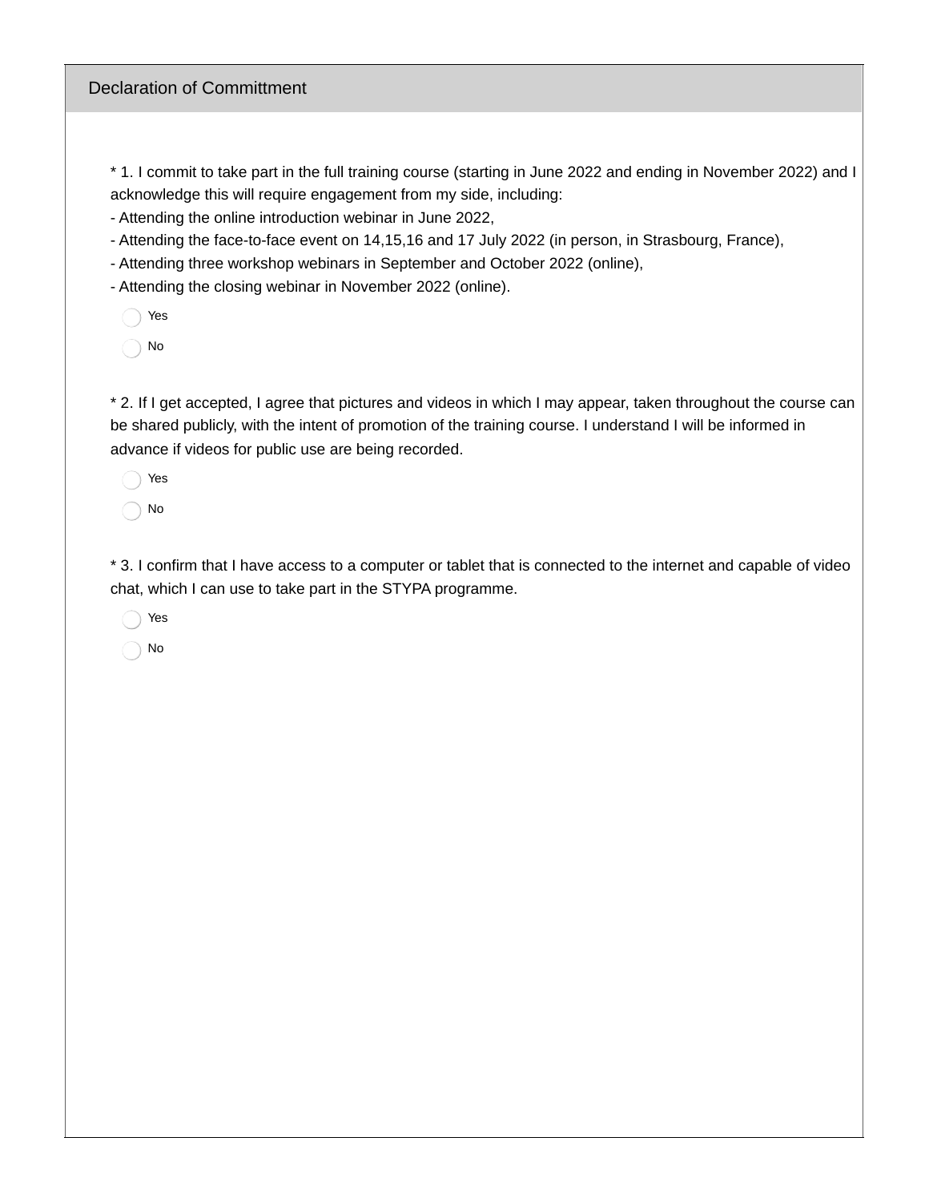## Declaration of Committment

\* 1. I commit to take part in the full training course (starting in June 2022 and ending in November 2022) and I acknowledge this will require engagement from my side, including:
- Attending the online introduction webinar in June 2022,
- Attending the face-to-face event on 14,15,16 and 17 July 2022 (in person, in Strasbourg, France),
- Attending three workshop webinars in September and October 2022 (online),
- Attending the closing webinar in November 2022 (online).

○ Yes

○ No

\* 2. If I get accepted, I agree that pictures and videos in which I may appear, taken throughout the course can be shared publicly, with the intent of promotion of the training course. I understand I will be informed in advance if videos for public use are being recorded.

○ Yes

○ No

\* 3. I confirm that I have access to a computer or tablet that is connected to the internet and capable of video chat, which I can use to take part in the STYPA programme.

○ Yes

○ No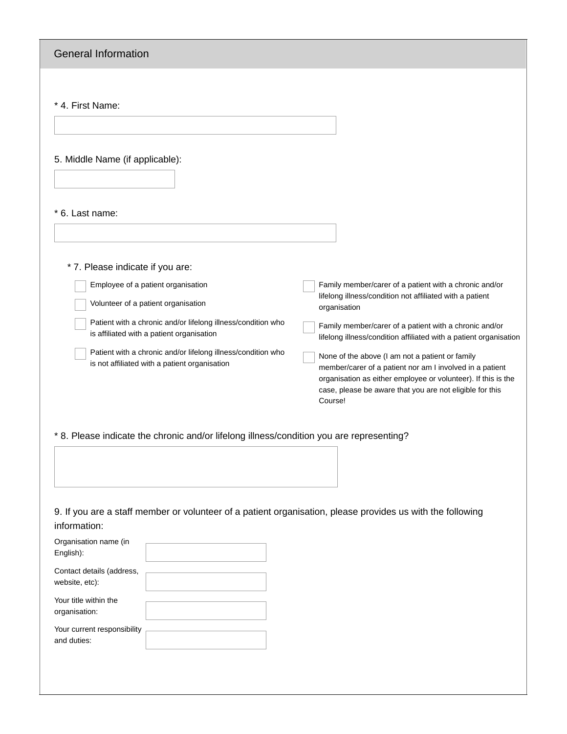## General Information

* 4. First Name:

5. Middle Name (if applicable):

* 6. Last name:

* 7. Please indicate if you are:

- [ ] Employee of a patient organisation
- [ ] Volunteer of a patient organisation
- [ ] Patient with a chronic and/or lifelong illness/condition who is affiliated with a patient organisation
- [ ] Patient with a chronic and/or lifelong illness/condition who is not affiliated with a patient organisation
- [ ] Family member/carer of a patient with a chronic and/or lifelong illness/condition not affiliated with a patient organisation
- [ ] Family member/carer of a patient with a chronic and/or lifelong illness/condition affiliated with a patient organisation
- [ ] None of the above (I am not a patient or family member/carer of a patient nor am I involved in a patient organisation as either employee or volunteer). If this is the case, please be aware that you are not eligible for this Course!

* 8. Please indicate the chronic and/or lifelong illness/condition you are representing?

9. If you are a staff member or volunteer of a patient organisation, please provides us with the following information:

Organisation name (in English):

Contact details (address, website, etc):

Your title within the organisation:

Your current responsibility and duties: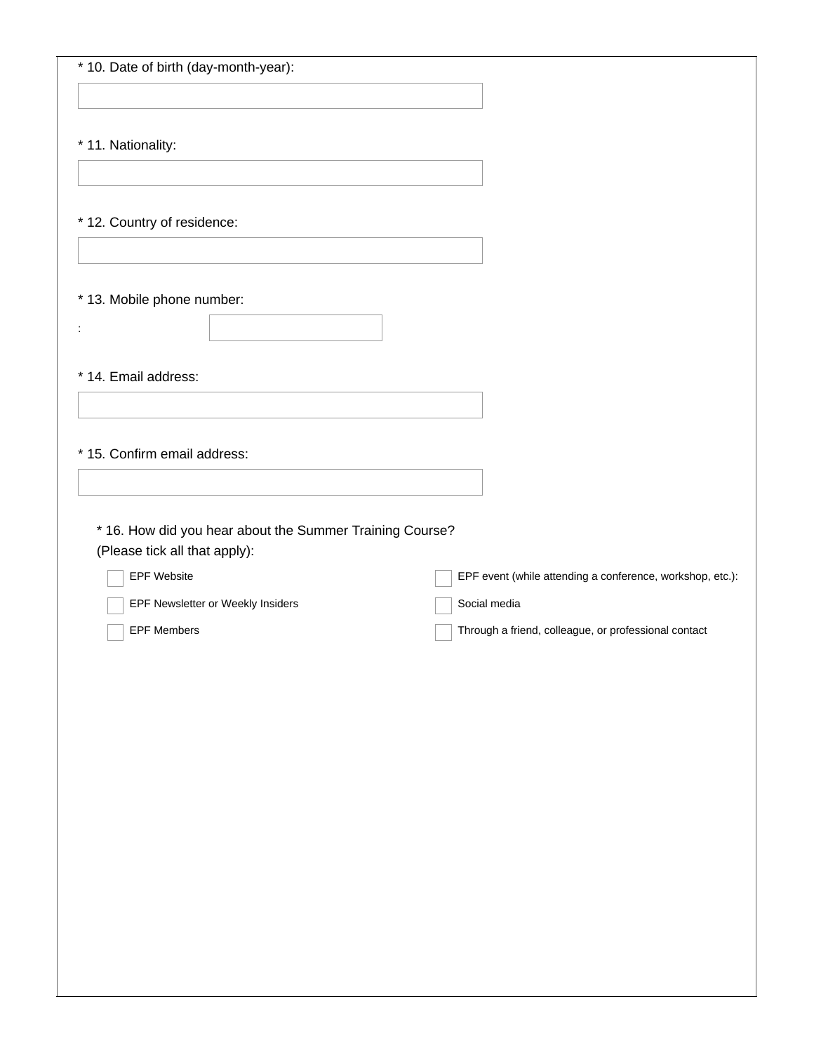\* 10. Date of birth (day-month-year):

\* 11. Nationality:

\* 12. Country of residence:

\* 13. Mobile phone number:

:

\* 14. Email address:

\* 15. Confirm email address:

\* 16. How did you hear about the Summer Training Course?
(Please tick all that apply):

- [ ] EPF Website
- [ ] EPF Newsletter or Weekly Insiders
- [ ] EPF Members
- [ ] EPF event (while attending a conference, workshop, etc.):
- [ ] Social media
- [ ] Through a friend, colleague, or professional contact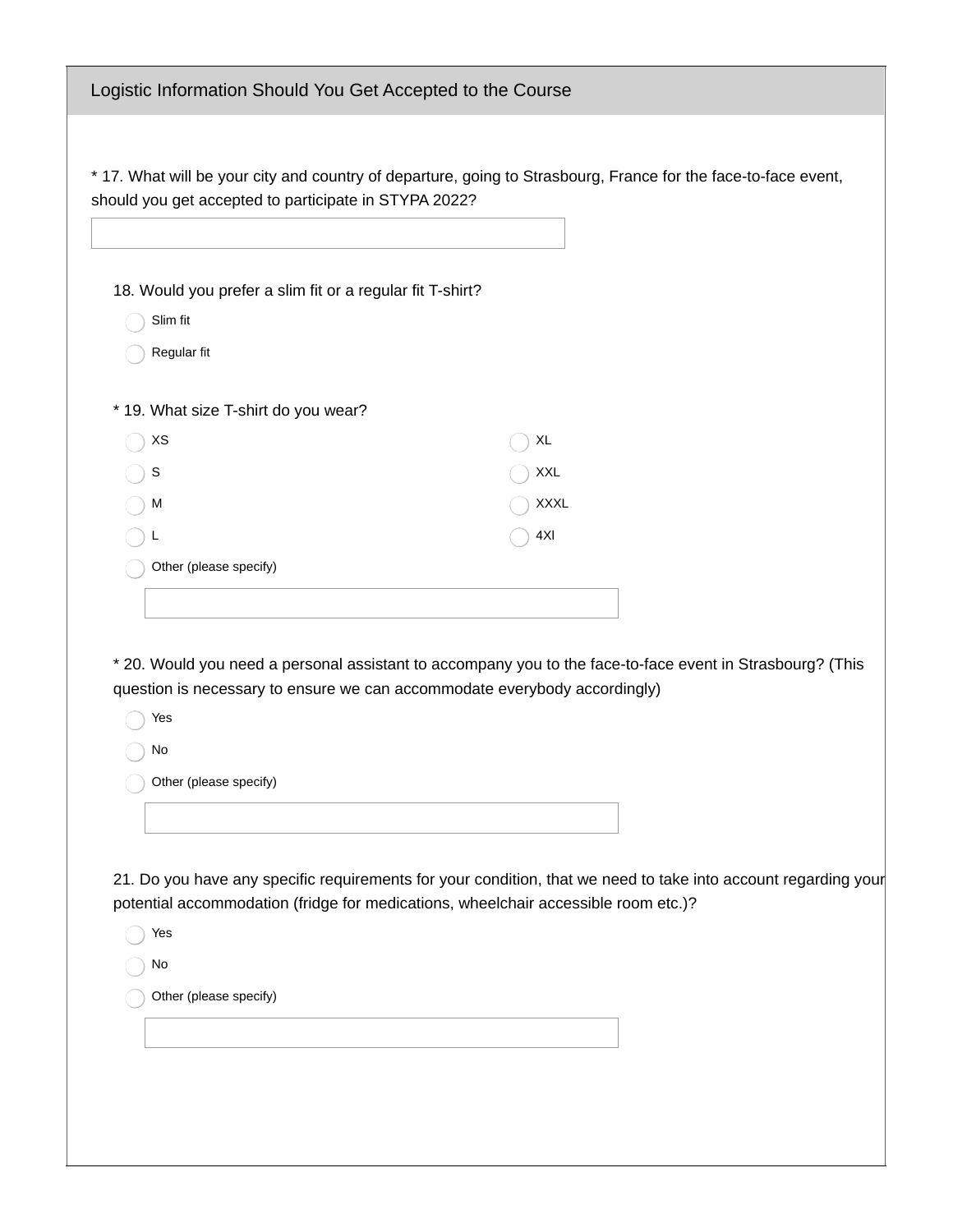## Logistic Information Should You Get Accepted to the Course

* 17. What will be your city and country of departure, going to Strasbourg, France for the face-to-face event, should you get accepted to participate in STYPA 2022?

18. Would you prefer a slim fit or a regular fit T-shirt?

- Slim fit
- Regular fit

* 19. What size T-shirt do you wear?

- XS
- S
- M
- L
- XL
- XXL
- XXXL
- 4Xl
- Other (please specify)

* 20. Would you need a personal assistant to accompany you to the face-to-face event in Strasbourg? (This question is necessary to ensure we can accommodate everybody accordingly)

- Yes
- No
- Other (please specify)

21. Do you have any specific requirements for your condition, that we need to take into account regarding your potential accommodation (fridge for medications, wheelchair accessible room etc.)?

- Yes
- No
- Other (please specify)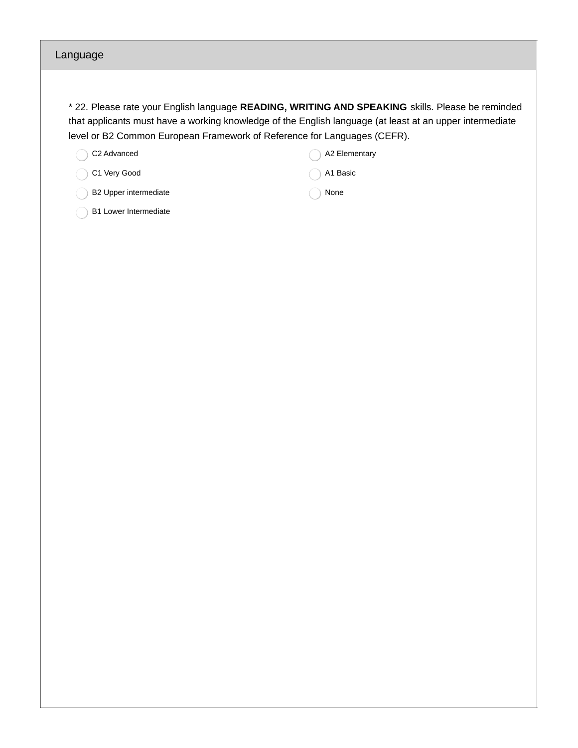## Language

* 22. Please rate your English language **READING, WRITING AND SPEAKING** skills. Please be reminded that applicants must have a working knowledge of the English language (at least at an upper intermediate level or B2 Common European Framework of Reference for Languages (CEFR).

- C2 Advanced
- C1 Very Good
- B2 Upper intermediate
- B1 Lower Intermediate
- A2 Elementary
- A1 Basic
- None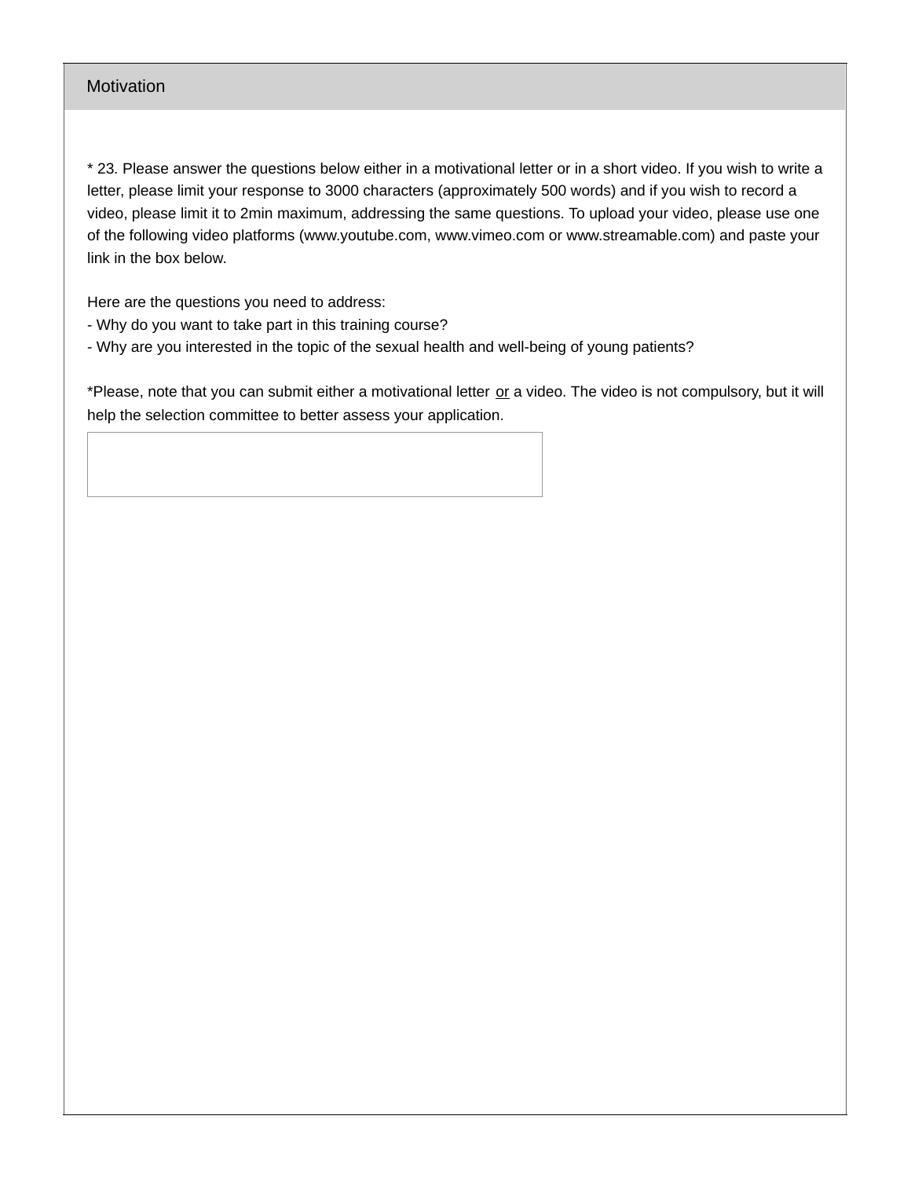## Motivation

* 23. Please answer the questions below either in a motivational letter or in a short video. If you wish to write a letter, please limit your response to 3000 characters (approximately 500 words) and if you wish to record a video, please limit it to 2min maximum, addressing the same questions. To upload your video, please use one of the following video platforms (www.youtube.com, www.vimeo.com or www.streamable.com) and paste your link in the box below.

Here are the questions you need to address:

- Why do you want to take part in this training course?
- Why are you interested in the topic of the sexual health and well-being of young patients?

*Please, note that you can submit either a motivational letter <u>or</u> a video. The video is not compulsory, but it will help the selection committee to better assess your application.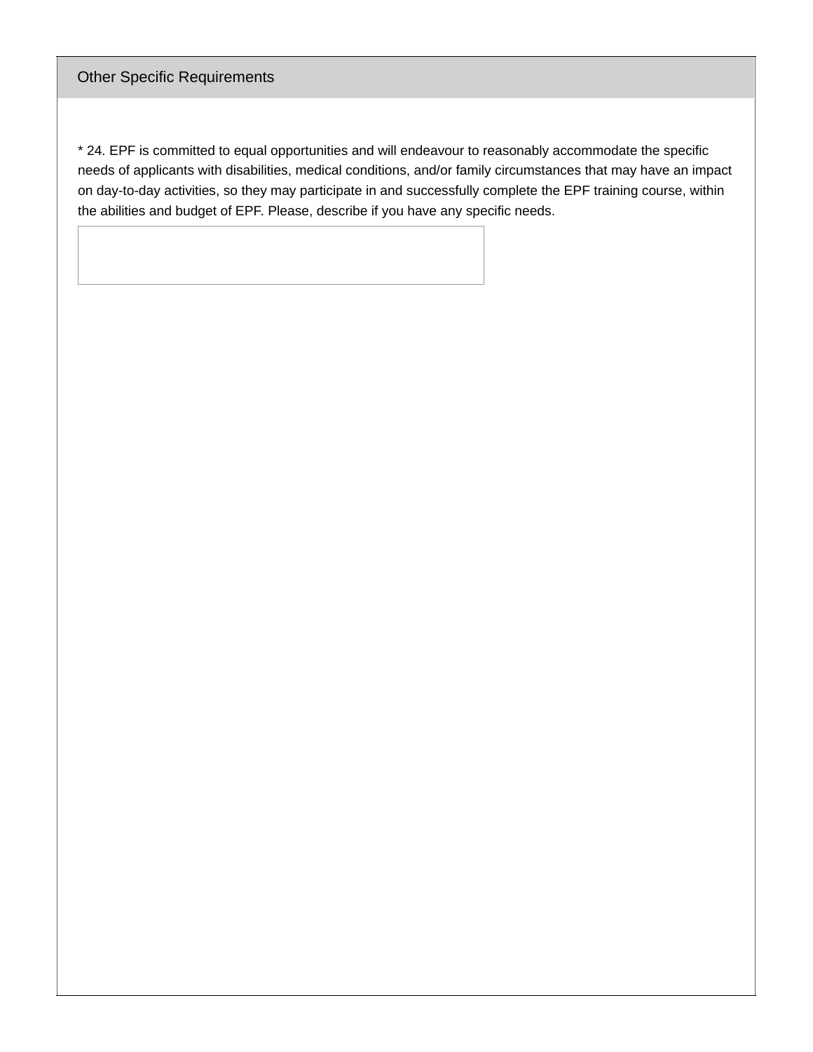## Other Specific Requirements

* 24. EPF is committed to equal opportunities and will endeavour to reasonably accommodate the specific needs of applicants with disabilities, medical conditions, and/or family circumstances that may have an impact on day-to-day activities, so they may participate in and successfully complete the EPF training course, within the abilities and budget of EPF. Please, describe if you have any specific needs.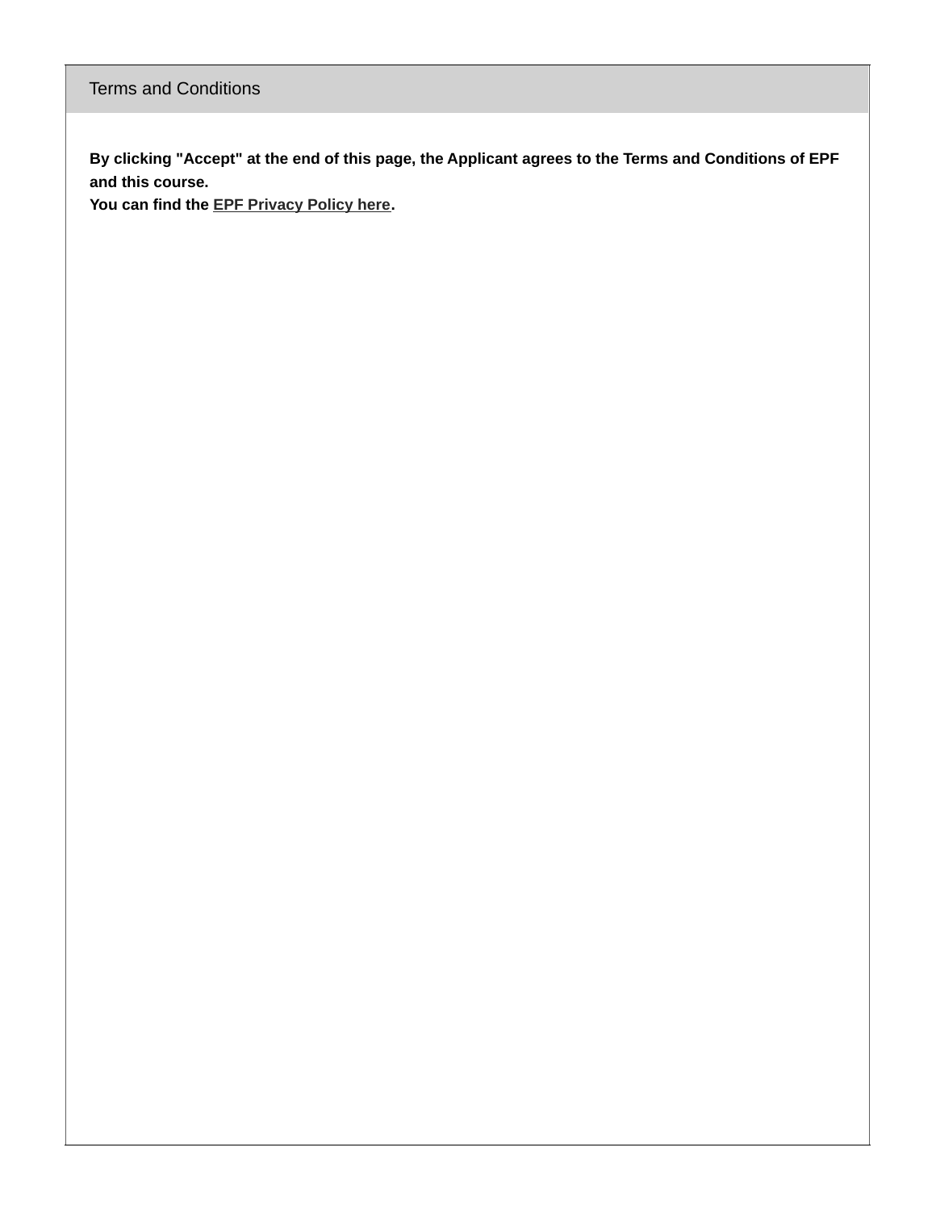## Terms and Conditions

**By clicking "Accept" at the end of this page, the Applicant agrees to the Terms and Conditions of EPF and this course.**
**You can find the EPF Privacy Policy here.**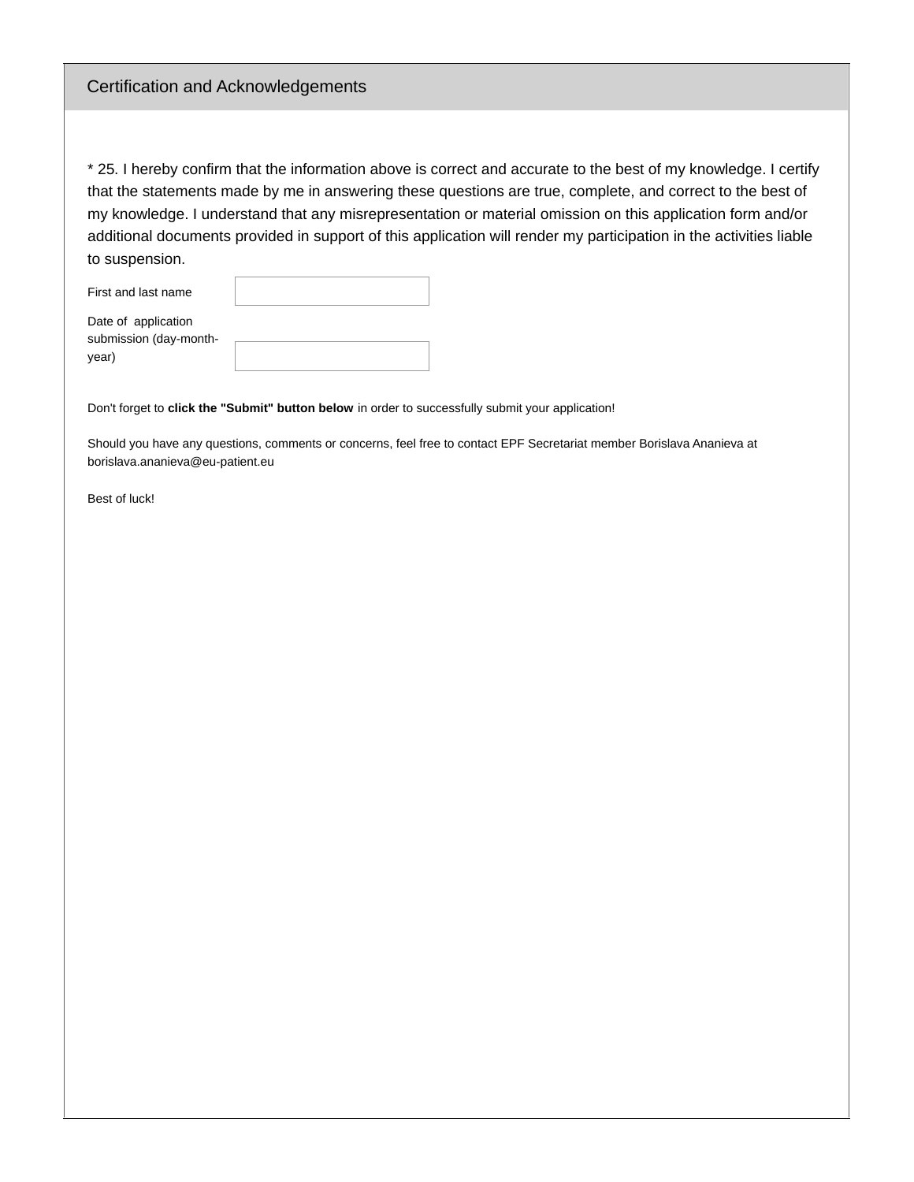## Certification and Acknowledgements

* 25. I hereby confirm that the information above is correct and accurate to the best of my knowledge. I certify that the statements made by me in answering these questions are true, complete, and correct to the best of my knowledge. I understand that any misrepresentation or material omission on this application form and/or additional documents provided in support of this application will render my participation in the activities liable to suspension.

| | |
|---|---|
| First and last name | |
| Date of application submission (day-month-year) | |

Don't forget to **click the "Submit" button below** in order to successfully submit your application!

Should you have any questions, comments or concerns, feel free to contact EPF Secretariat member Borislava Ananieva at borislava.ananieva@eu-patient.eu

Best of luck!